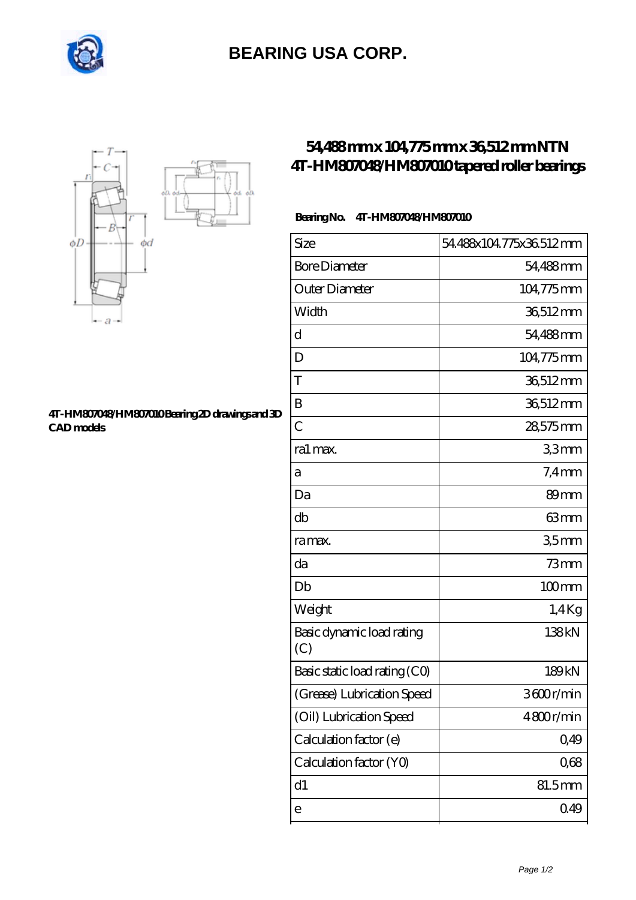# BEARING USA CORP.

## 54,488 mm x 104,775 mm x 36,512 mm NTN 4T-HM807048/HM807010 tapered roller bearings

**Bearing No. 4T-HM807048/HM807010**

4T-HM807048/HM807010 Bearing 2D drawings and 3D CAD models

| | |
|---|---|
| Size | 54.488x104.775x36.512 mm |
| Bore Diameter | 54,488 mm |
| Outer Diameter | 104,775 mm |
| Width | 36,512 mm |
| d | 54,488 mm |
| D | 104,775 mm |
| T | 36,512 mm |
| B | 36,512 mm |
| C | 28,575 mm |
| ra1 max. | 3,3 mm |
| a | 7,4 mm |
| Da | 89 mm |
| db | 63 mm |
| ra max. | 3,5 mm |
| da | 73 mm |
| Db | 100 mm |
| Weight | 1,4 Kg |
| Basic dynamic load rating (C) | 138 kN |
| Basic static load rating (C0) | 189 kN |
| (Grease) Lubrication Speed | 3600 r/min |
| (Oil) Lubrication Speed | 4800 r/min |
| Calculation factor (e) | 0,49 |
| Calculation factor (Y0) | 0,68 |
| d1 | 81.5 mm |
| e | 0.49 |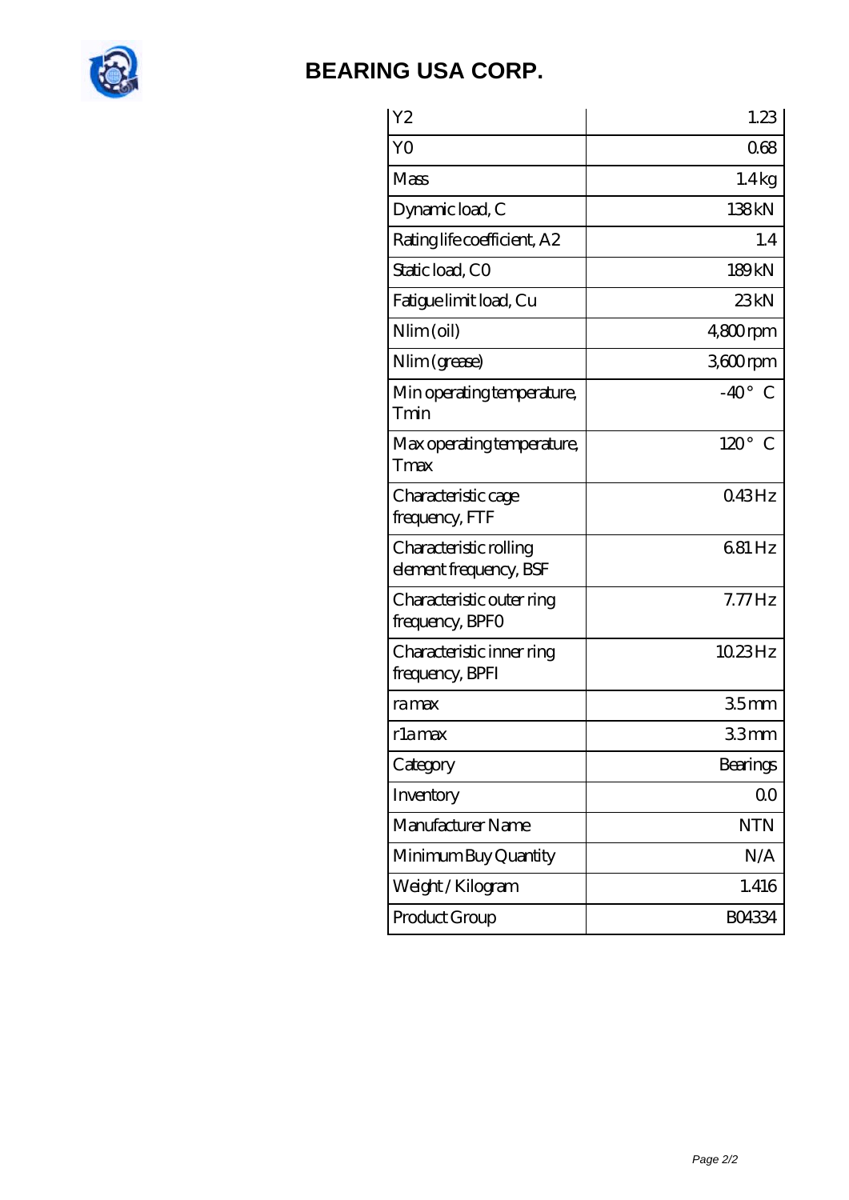| | |
|---|---|
| Y2 | 1.23 |
| Y0 | 0.68 |
| Mass | 1.4 kg |
| Dynamic load, C | 138 kN |
| Rating life coefficient, A2 | 1.4 |
| Static load, C0 | 189 kN |
| Fatigue limit load, Cu | 23 kN |
| Nlim (oil) | 4,800 rpm |
| Nlim (grease) | 3,600 rpm |
| Min operating temperature, Tmin | -40° C |
| Max operating temperature, Tmax | 120° C |
| Characteristic cage frequency, FTF | 0.43 Hz |
| Characteristic rolling element frequency, BSF | 6.81 Hz |
| Characteristic outer ring frequency, BPFO | 7.77 Hz |
| Characteristic inner ring frequency, BPFI | 10.23 Hz |
| ra max | 3.5 mm |
| r1a max | 3.3 mm |
| Category | Bearings |
| Inventory | 0.0 |
| Manufacturer Name | NTN |
| Minimum Buy Quantity | N/A |
| Weight / Kilogram | 1.416 |
| Product Group | B04334 |